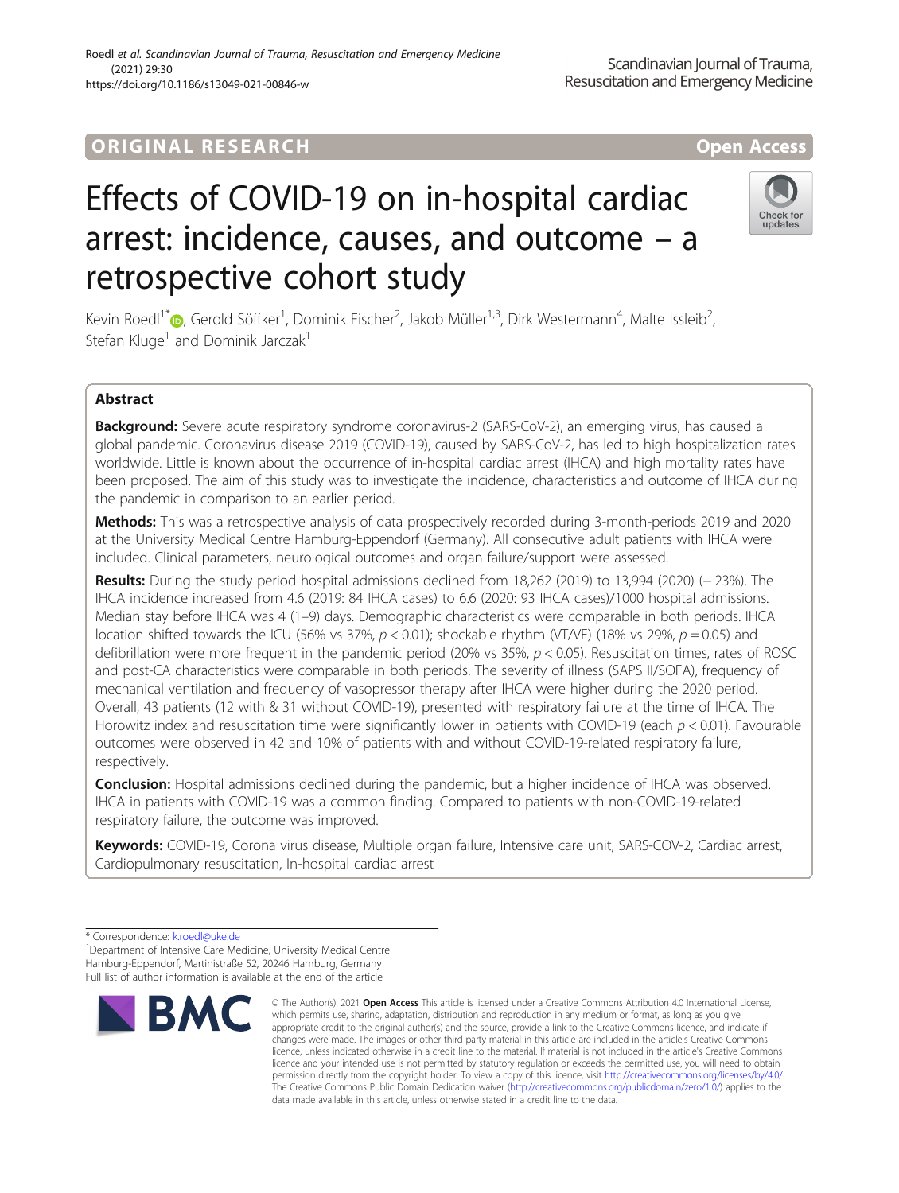ORIGINAL RESEARCH

Open Access

# Effects of COVID-19 on in-hospital cardiac arrest: incidence, causes, and outcome – a retrospective cohort study

Kevin Roedl[1*], Gerold Söffker[1], Dominik Fischer[2], Jakob Müller[1,3], Dirk Westermann[4], Malte Issleib[2], Stefan Kluge[1] and Dominik Jarczak[1]

## Abstract

**Background:** Severe acute respiratory syndrome coronavirus-2 (SARS-CoV-2), an emerging virus, has caused a global pandemic. Coronavirus disease 2019 (COVID-19), caused by SARS-CoV-2, has led to high hospitalization rates worldwide. Little is known about the occurrence of in-hospital cardiac arrest (IHCA) and high mortality rates have been proposed. The aim of this study was to investigate the incidence, characteristics and outcome of IHCA during the pandemic in comparison to an earlier period.

**Methods:** This was a retrospective analysis of data prospectively recorded during 3-month-periods 2019 and 2020 at the University Medical Centre Hamburg-Eppendorf (Germany). All consecutive adult patients with IHCA were included. Clinical parameters, neurological outcomes and organ failure/support were assessed.

**Results:** During the study period hospital admissions declined from 18,262 (2019) to 13,994 (2020) (− 23%). The IHCA incidence increased from 4.6 (2019: 84 IHCA cases) to 6.6 (2020: 93 IHCA cases)/1000 hospital admissions. Median stay before IHCA was 4 (1–9) days. Demographic characteristics were comparable in both periods. IHCA location shifted towards the ICU (56% vs 37%, $p < 0.01$); shockable rhythm (VT/VF) (18% vs 29%, $p = 0.05$) and defibrillation were more frequent in the pandemic period (20% vs 35%, $p < 0.05$). Resuscitation times, rates of ROSC and post-CA characteristics were comparable in both periods. The severity of illness (SAPS II/SOFA), frequency of mechanical ventilation and frequency of vasopressor therapy after IHCA were higher during the 2020 period. Overall, 43 patients (12 with & 31 without COVID-19), presented with respiratory failure at the time of IHCA. The Horowitz index and resuscitation time were significantly lower in patients with COVID-19 (each $p < 0.01$). Favourable outcomes were observed in 42 and 10% of patients with and without COVID-19-related respiratory failure, respectively.

**Conclusion:** Hospital admissions declined during the pandemic, but a higher incidence of IHCA was observed. IHCA in patients with COVID-19 was a common finding. Compared to patients with non-COVID-19-related respiratory failure, the outcome was improved.

**Keywords:** COVID-19, Corona virus disease, Multiple organ failure, Intensive care unit, SARS-COV-2, Cardiac arrest, Cardiopulmonary resuscitation, In-hospital cardiac arrest

\* Correspondence: k.roedl@uke.de
[1]Department of Intensive Care Medicine, University Medical Centre Hamburg-Eppendorf, Martinistraße 52, 20246 Hamburg, Germany
Full list of author information is available at the end of the article

© The Author(s). 2021 **Open Access** This article is licensed under a Creative Commons Attribution 4.0 International License, which permits use, sharing, adaptation, distribution and reproduction in any medium or format, as long as you give appropriate credit to the original author(s) and the source, provide a link to the Creative Commons licence, and indicate if changes were made. The images or other third party material in this article are included in the article's Creative Commons licence, unless indicated otherwise in a credit line to the material. If material is not included in the article's Creative Commons licence and your intended use is not permitted by statutory regulation or exceeds the permitted use, you will need to obtain permission directly from the copyright holder. To view a copy of this licence, visit http://creativecommons.org/licenses/by/4.0/. The Creative Commons Public Domain Dedication waiver (http://creativecommons.org/publicdomain/zero/1.0/) applies to the data made available in this article, unless otherwise stated in a credit line to the data.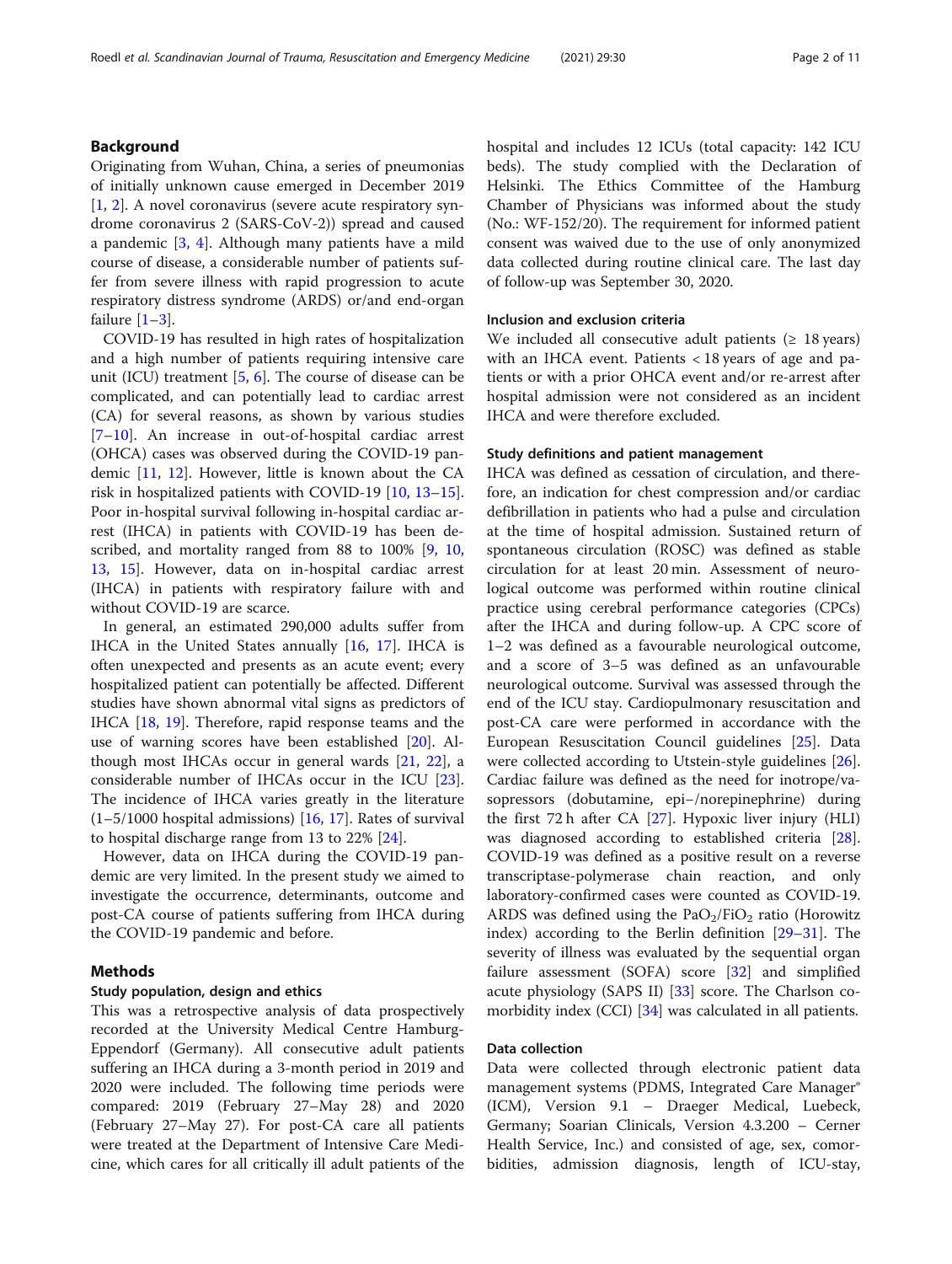## Background

Originating from Wuhan, China, a series of pneumonias of initially unknown cause emerged in December 2019 [1, 2]. A novel coronavirus (severe acute respiratory syndrome coronavirus 2 (SARS-CoV-2)) spread and caused a pandemic [3, 4]. Although many patients have a mild course of disease, a considerable number of patients suffer from severe illness with rapid progression to acute respiratory distress syndrome (ARDS) or/and end-organ failure [1–3].

COVID-19 has resulted in high rates of hospitalization and a high number of patients requiring intensive care unit (ICU) treatment [5, 6]. The course of disease can be complicated, and can potentially lead to cardiac arrest (CA) for several reasons, as shown by various studies [7–10]. An increase in out-of-hospital cardiac arrest (OHCA) cases was observed during the COVID-19 pandemic [11, 12]. However, little is known about the CA risk in hospitalized patients with COVID-19 [10, 13–15]. Poor in-hospital survival following in-hospital cardiac arrest (IHCA) in patients with COVID-19 has been described, and mortality ranged from 88 to 100% [9, 10, 13, 15]. However, data on in-hospital cardiac arrest (IHCA) in patients with respiratory failure with and without COVID-19 are scarce.

In general, an estimated 290,000 adults suffer from IHCA in the United States annually [16, 17]. IHCA is often unexpected and presents as an acute event; every hospitalized patient can potentially be affected. Different studies have shown abnormal vital signs as predictors of IHCA [18, 19]. Therefore, rapid response teams and the use of warning scores have been established [20]. Although most IHCAs occur in general wards [21, 22], a considerable number of IHCAs occur in the ICU [23]. The incidence of IHCA varies greatly in the literature (1–5/1000 hospital admissions) [16, 17]. Rates of survival to hospital discharge range from 13 to 22% [24].

However, data on IHCA during the COVID-19 pandemic are very limited. In the present study we aimed to investigate the occurrence, determinants, outcome and post-CA course of patients suffering from IHCA during the COVID-19 pandemic and before.

## Methods

### Study population, design and ethics

This was a retrospective analysis of data prospectively recorded at the University Medical Centre Hamburg-Eppendorf (Germany). All consecutive adult patients suffering an IHCA during a 3-month period in 2019 and 2020 were included. The following time periods were compared: 2019 (February 27–May 28) and 2020 (February 27–May 27). For post-CA care all patients were treated at the Department of Intensive Care Medicine, which cares for all critically ill adult patients of the hospital and includes 12 ICUs (total capacity: 142 ICU beds). The study complied with the Declaration of Helsinki. The Ethics Committee of the Hamburg Chamber of Physicians was informed about the study (No.: WF-152/20). The requirement for informed patient consent was waived due to the use of only anonymized data collected during routine clinical care. The last day of follow-up was September 30, 2020.

### Inclusion and exclusion criteria

We included all consecutive adult patients (≥ 18 years) with an IHCA event. Patients < 18 years of age and patients or with a prior OHCA event and/or re-arrest after hospital admission were not considered as an incident IHCA and were therefore excluded.

### Study definitions and patient management

IHCA was defined as cessation of circulation, and therefore, an indication for chest compression and/or cardiac defibrillation in patients who had a pulse and circulation at the time of hospital admission. Sustained return of spontaneous circulation (ROSC) was defined as stable circulation for at least 20 min. Assessment of neurological outcome was performed within routine clinical practice using cerebral performance categories (CPCs) after the IHCA and during follow-up. A CPC score of 1–2 was defined as a favourable neurological outcome, and a score of 3–5 was defined as an unfavourable neurological outcome. Survival was assessed through the end of the ICU stay. Cardiopulmonary resuscitation and post-CA care were performed in accordance with the European Resuscitation Council guidelines [25]. Data were collected according to Utstein-style guidelines [26]. Cardiac failure was defined as the need for inotrope/vasopressors (dobutamine, epi−/norepinephrine) during the first 72 h after CA [27]. Hypoxic liver injury (HLI) was diagnosed according to established criteria [28]. COVID-19 was defined as a positive result on a reverse transcriptase-polymerase chain reaction, and only laboratory-confirmed cases were counted as COVID-19. ARDS was defined using the $PaO_2/FiO_2$ ratio (Horowitz index) according to the Berlin definition [29–31]. The severity of illness was evaluated by the sequential organ failure assessment (SOFA) score [32] and simplified acute physiology (SAPS II) [33] score. The Charlson comorbidity index (CCI) [34] was calculated in all patients.

### Data collection

Data were collected through electronic patient data management systems (PDMS, Integrated Care Manager® (ICM), Version 9.1 – Draeger Medical, Luebeck, Germany; Soarian Clinicals, Version 4.3.200 – Cerner Health Service, Inc.) and consisted of age, sex, comorbidities, admission diagnosis, length of ICU-stay,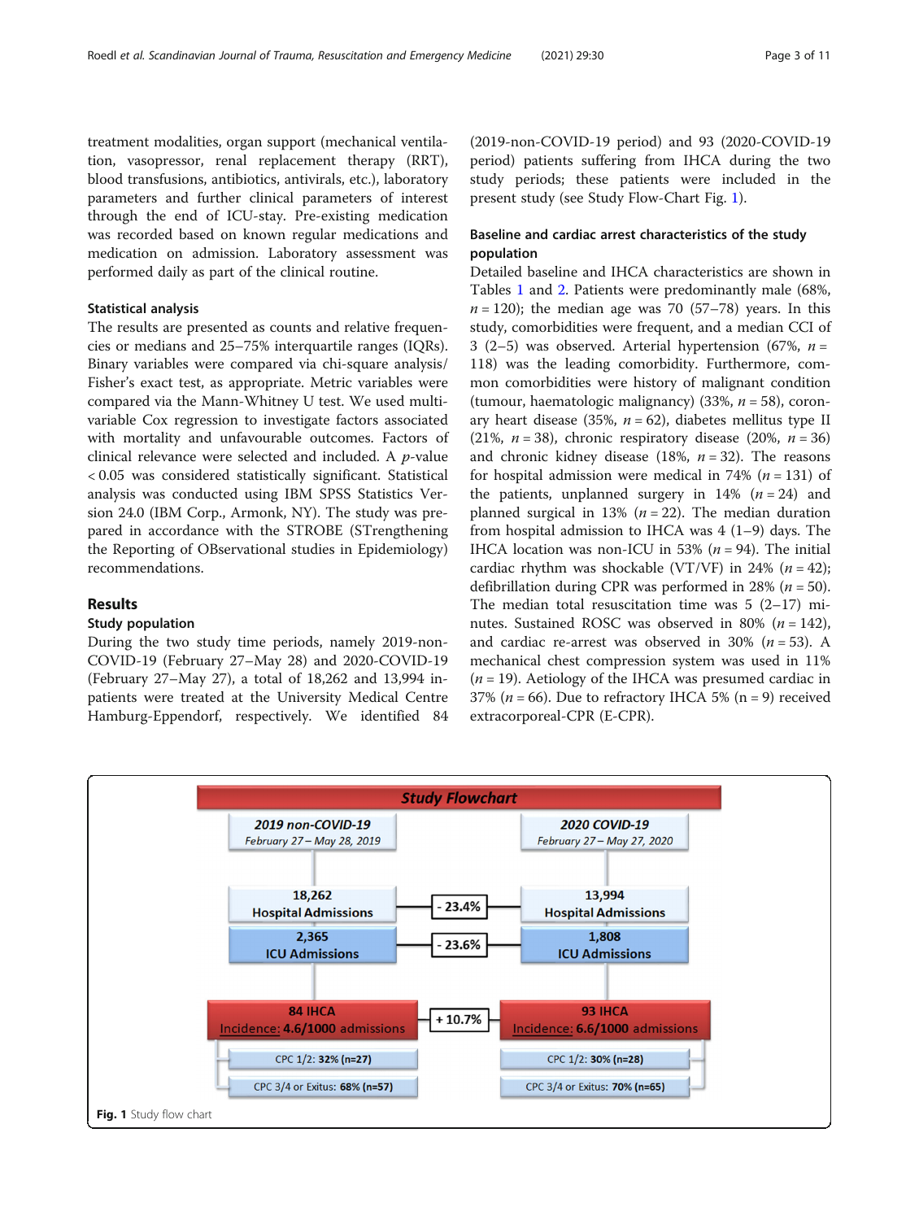treatment modalities, organ support (mechanical ventilation, vasopressor, renal replacement therapy (RRT), blood transfusions, antibiotics, antivirals, etc.), laboratory parameters and further clinical parameters of interest through the end of ICU-stay. Pre-existing medication was recorded based on known regular medications and medication on admission. Laboratory assessment was performed daily as part of the clinical routine.

### Statistical analysis

The results are presented as counts and relative frequencies or medians and 25–75% interquartile ranges (IQRs). Binary variables were compared via chi-square analysis/ Fisher's exact test, as appropriate. Metric variables were compared via the Mann-Whitney U test. We used multivariable Cox regression to investigate factors associated with mortality and unfavourable outcomes. Factors of clinical relevance were selected and included. A $p$-value $< 0.05$ was considered statistically significant. Statistical analysis was conducted using IBM SPSS Statistics Version 24.0 (IBM Corp., Armonk, NY). The study was prepared in accordance with the STROBE (STrengthening the Reporting of OBservational studies in Epidemiology) recommendations.

## Results

### Study population

During the two study time periods, namely 2019-non-COVID-19 (February 27–May 28) and 2020-COVID-19 (February 27–May 27), a total of 18,262 and 13,994 in-patients were treated at the University Medical Centre Hamburg-Eppendorf, respectively. We identified 84 (2019-non-COVID-19 period) and 93 (2020-COVID-19 period) patients suffering from IHCA during the two study periods; these patients were included in the present study (see Study Flow-Chart Fig. 1).

### Baseline and cardiac arrest characteristics of the study population

Detailed baseline and IHCA characteristics are shown in Tables 1 and 2. Patients were predominantly male (68%, $n = 120$); the median age was 70 (57–78) years. In this study, comorbidities were frequent, and a median CCI of 3 (2–5) was observed. Arterial hypertension (67%, $n = 118$) was the leading comorbidity. Furthermore, common comorbidities were history of malignant condition (tumour, haematologic malignancy) (33%, $n = 58$), coronary heart disease (35%, $n = 62$), diabetes mellitus type II (21%, $n = 38$), chronic respiratory disease (20%, $n = 36$) and chronic kidney disease (18%, $n = 32$). The reasons for hospital admission were medical in 74% ($n = 131$) of the patients, unplanned surgery in 14% ($n = 24$) and planned surgical in 13% ($n = 22$). The median duration from hospital admission to IHCA was 4 (1–9) days. The IHCA location was non-ICU in 53% ($n = 94$). The initial cardiac rhythm was shockable (VT/VF) in 24% ($n = 42$); defibrillation during CPR was performed in 28% ($n = 50$). The median total resuscitation time was 5 (2–17) minutes. Sustained ROSC was observed in 80% ($n = 142$), and cardiac re-arrest was observed in 30% ($n = 53$). A mechanical chest compression system was used in 11% ($n = 19$). Aetiology of the IHCA was presumed cardiac in 37% ($n = 66$). Due to refractory IHCA 5% (n = 9) received extracorporeal-CPR (E-CPR).

**Study Flowchart**

| 2019 non-COVID-19 February 27 – May 28, 2019 | | 2020 COVID-19 February 27 – May 27, 2020 |
| --- | --- | --- |
| 18,262 Hospital Admissions | - 23.4% | 13,994 Hospital Admissions |
| 2,365 ICU Admissions | - 23.6% | 1,808 ICU Admissions |
| 84 IHCA Incidence: 4.6/1000 admissions | + 10.7% | 93 IHCA Incidence: 6.6/1000 admissions |
| CPC 1/2: 32% (n=27) | | CPC 1/2: 30% (n=28) |
| CPC 3/4 or Exitus: 68% (n=57) | | CPC 3/4 or Exitus: 70% (n=65) |

**Fig. 1** Study flow chart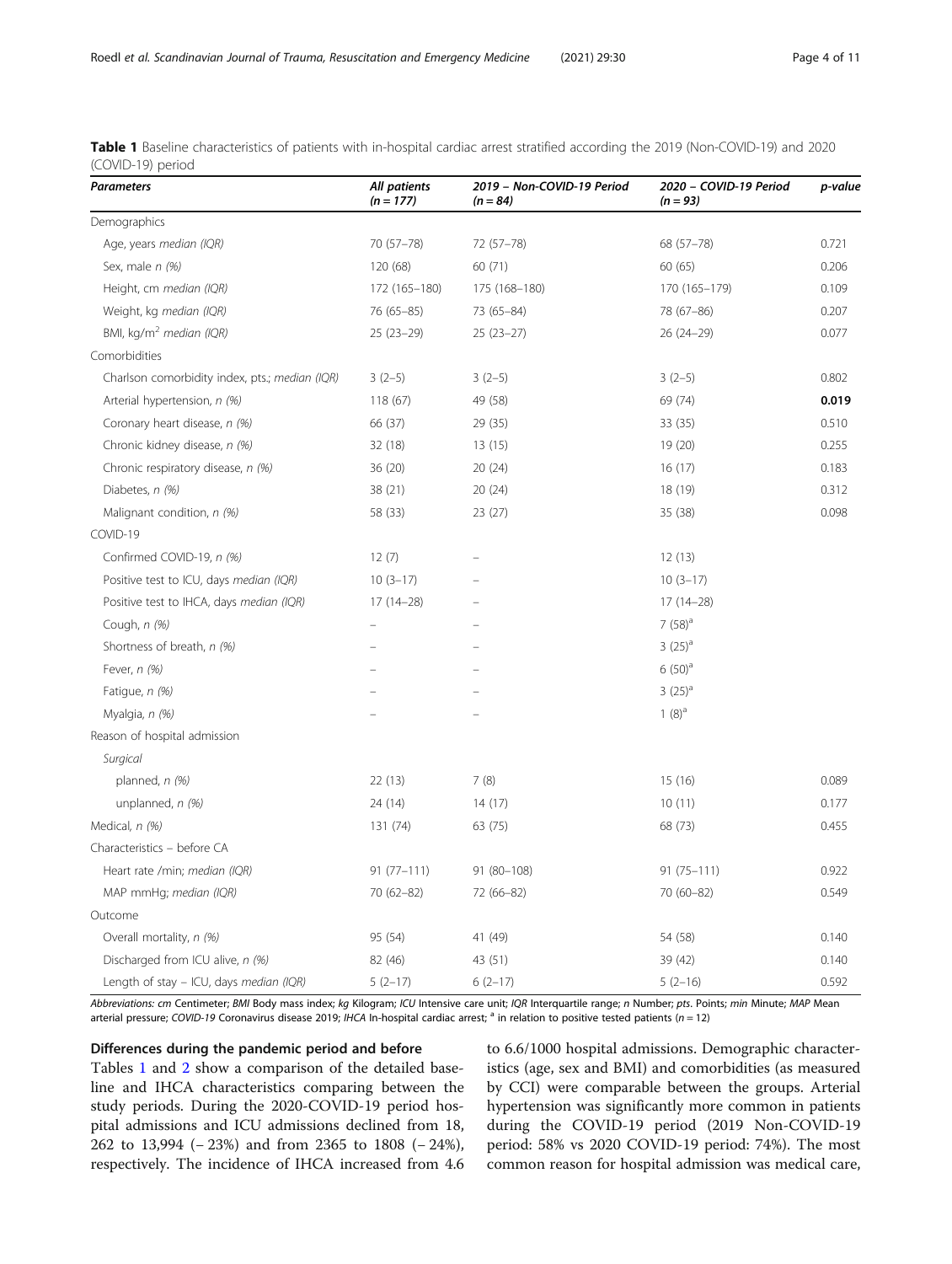**Table 1** Baseline characteristics of patients with in-hospital cardiac arrest stratified according the 2019 (Non-COVID-19) and 2020 (COVID-19) period

| *Parameters* | *All patients (n = 177)* | *2019 – Non-COVID-19 Period (n = 84)* | *2020 – COVID-19 Period (n = 93)* | *p-value* |
|---|---|---|---|---|
| Demographics | | | | |
| Age, years *median (IQR)* | 70 (57–78) | 72 (57–78) | 68 (57–78) | 0.721 |
| Sex, male *n (%)* | 120 (68) | 60 (71) | 60 (65) | 0.206 |
| Height, cm *median (IQR)* | 172 (165–180) | 175 (168–180) | 170 (165–179) | 0.109 |
| Weight, kg *median (IQR)* | 76 (65–85) | 73 (65–84) | 78 (67–86) | 0.207 |
| BMI, kg/m$^2$ *median (IQR)* | 25 (23–29) | 25 (23–27) | 26 (24–29) | 0.077 |
| Comorbidities | | | | |
| Charlson comorbidity index, pts.; *median (IQR)* | 3 (2–5) | 3 (2–5) | 3 (2–5) | 0.802 |
| Arterial hypertension, *n (%)* | 118 (67) | 49 (58) | 69 (74) | **0.019** |
| Coronary heart disease, *n (%)* | 66 (37) | 29 (35) | 33 (35) | 0.510 |
| Chronic kidney disease, *n (%)* | 32 (18) | 13 (15) | 19 (20) | 0.255 |
| Chronic respiratory disease, *n (%)* | 36 (20) | 20 (24) | 16 (17) | 0.183 |
| Diabetes, *n (%)* | 38 (21) | 20 (24) | 18 (19) | 0.312 |
| Malignant condition, *n (%)* | 58 (33) | 23 (27) | 35 (38) | 0.098 |
| COVID-19 | | | | |
| Confirmed COVID-19, *n (%)* | 12 (7) | – | 12 (13) | |
| Positive test to ICU, days *median (IQR)* | 10 (3–17) | – | 10 (3–17) | |
| Positive test to IHCA, days *median (IQR)* | 17 (14–28) | – | 17 (14–28) | |
| Cough, *n (%)* | – | – | 7 (58)[a] | |
| Shortness of breath, *n (%)* | – | – | 3 (25)[a] | |
| Fever, *n (%)* | – | – | 6 (50)[a] | |
| Fatigue, *n (%)* | – | – | 3 (25)[a] | |
| Myalgia, *n (%)* | – | – | 1 (8)[a] | |
| Reason of hospital admission | | | | |
| *Surgical* | | | | |
| planned, *n (%)* | 22 (13) | 7 (8) | 15 (16) | 0.089 |
| unplanned, *n (%)* | 24 (14) | 14 (17) | 10 (11) | 0.177 |
| Medical, *n (%)* | 131 (74) | 63 (75) | 68 (73) | 0.455 |
| Characteristics – before CA | | | | |
| Heart rate /min; *median (IQR)* | 91 (77–111) | 91 (80–108) | 91 (75–111) | 0.922 |
| MAP mmHg; *median (IQR)* | 70 (62–82) | 72 (66–82) | 70 (60–82) | 0.549 |
| Outcome | | | | |
| Overall mortality, *n (%)* | 95 (54) | 41 (49) | 54 (58) | 0.140 |
| Discharged from ICU alive, *n (%)* | 82 (46) | 43 (51) | 39 (42) | 0.140 |
| Length of stay – ICU, days *median (IQR)* | 5 (2–17) | 6 (2–17) | 5 (2–16) | 0.592 |

*Abbreviations: cm* Centimeter; *BMI* Body mass index; *kg* Kilogram; *ICU* Intensive care unit; *IQR* Interquartile range; *n* Number; *pts*. Points; *min* Minute; *MAP* Mean arterial pressure; *COVID-19* Coronavirus disease 2019; *IHCA* In-hospital cardiac arrest; [a] in relation to positive tested patients (n = 12)

### Differences during the pandemic period and before

Tables 1 and 2 show a comparison of the detailed baseline and IHCA characteristics comparing between the study periods. During the 2020-COVID-19 period hospital admissions and ICU admissions declined from 18, 262 to 13,994 (− 23%) and from 2365 to 1808 (− 24%), respectively. The incidence of IHCA increased from 4.6 to 6.6/1000 hospital admissions. Demographic characteristics (age, sex and BMI) and comorbidities (as measured by CCI) were comparable between the groups. Arterial hypertension was significantly more common in patients during the COVID-19 period (2019 Non-COVID-19 period: 58% vs 2020 COVID-19 period: 74%). The most common reason for hospital admission was medical care,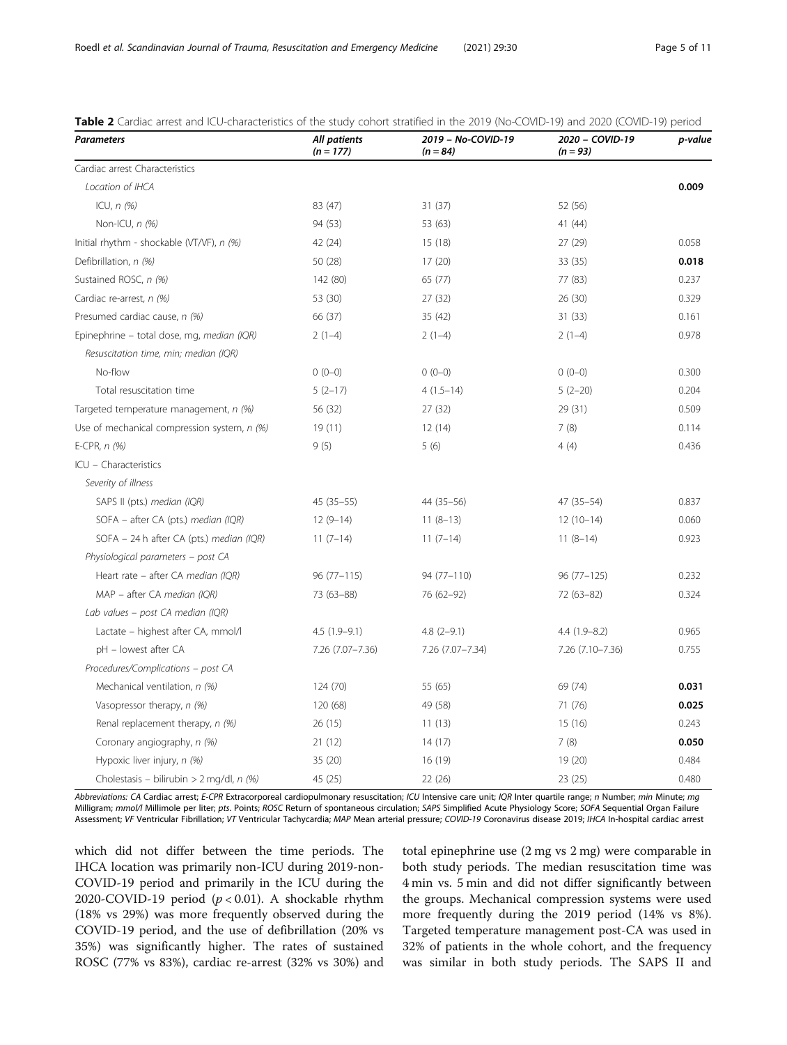**Table 2** Cardiac arrest and ICU-characteristics of the study cohort stratified in the 2019 (No-COVID-19) and 2020 (COVID-19) period

| *Parameters* | *All patients (n = 177)* | *2019 – No-COVID-19 (n = 84)* | *2020 – COVID-19 (n = 93)* | *p-value* |
|---|---|---|---|---|
| Cardiac arrest Characteristics | | | | |
| *Location of IHCA* | | | | **0.009** |
| ICU, *n (%)* | 83 (47) | 31 (37) | 52 (56) | |
| Non-ICU, *n (%)* | 94 (53) | 53 (63) | 41 (44) | |
| Initial rhythm - shockable (VT/VF), *n (%)* | 42 (24) | 15 (18) | 27 (29) | 0.058 |
| Defibrillation, *n (%)* | 50 (28) | 17 (20) | 33 (35) | **0.018** |
| Sustained ROSC, *n (%)* | 142 (80) | 65 (77) | 77 (83) | 0.237 |
| Cardiac re-arrest, *n (%)* | 53 (30) | 27 (32) | 26 (30) | 0.329 |
| Presumed cardiac cause, *n (%)* | 66 (37) | 35 (42) | 31 (33) | 0.161 |
| Epinephrine – total dose, mg, *median (IQR)* | 2 (1–4) | 2 (1–4) | 2 (1–4) | 0.978 |
| *Resuscitation time, min; median (IQR)* | | | | |
| No-flow | 0 (0–0) | 0 (0–0) | 0 (0–0) | 0.300 |
| Total resuscitation time | 5 (2–17) | 4 (1.5–14) | 5 (2–20) | 0.204 |
| Targeted temperature management, *n (%)* | 56 (32) | 27 (32) | 29 (31) | 0.509 |
| Use of mechanical compression system, *n (%)* | 19 (11) | 12 (14) | 7 (8) | 0.114 |
| E-CPR, *n (%)* | 9 (5) | 5 (6) | 4 (4) | 0.436 |
| ICU – Characteristics | | | | |
| *Severity of illness* | | | | |
| SAPS II (pts.) *median (IQR)* | 45 (35–55) | 44 (35–56) | 47 (35–54) | 0.837 |
| SOFA – after CA (pts.) *median (IQR)* | 12 (9–14) | 11 (8–13) | 12 (10–14) | 0.060 |
| SOFA – 24 h after CA (pts.) *median (IQR)* | 11 (7–14) | 11 (7–14) | 11 (8–14) | 0.923 |
| *Physiological parameters – post CA* | | | | |
| Heart rate – after CA *median (IQR)* | 96 (77–115) | 94 (77–110) | 96 (77–125) | 0.232 |
| MAP – after CA *median (IQR)* | 73 (63–88) | 76 (62–92) | 72 (63–82) | 0.324 |
| *Lab values – post CA median (IQR)* | | | | |
| Lactate – highest after CA, mmol/l | 4.5 (1.9–9.1) | 4.8 (2–9.1) | 4.4 (1.9–8.2) | 0.965 |
| pH – lowest after CA | 7.26 (7.07–7.36) | 7.26 (7.07–7.34) | 7.26 (7.10–7.36) | 0.755 |
| *Procedures/Complications – post CA* | | | | |
| Mechanical ventilation, *n (%)* | 124 (70) | 55 (65) | 69 (74) | **0.031** |
| Vasopressor therapy, *n (%)* | 120 (68) | 49 (58) | 71 (76) | **0.025** |
| Renal replacement therapy, *n (%)* | 26 (15) | 11 (13) | 15 (16) | 0.243 |
| Coronary angiography, *n (%)* | 21 (12) | 14 (17) | 7 (8) | **0.050** |
| Hypoxic liver injury, *n (%)* | 35 (20) | 16 (19) | 19 (20) | 0.484 |
| Cholestasis – bilirubin > 2 mg/dl, *n (%)* | 45 (25) | 22 (26) | 23 (25) | 0.480 |

*Abbreviations: CA* Cardiac arrest; *E-CPR* Extracorporeal cardiopulmonary resuscitation; *ICU* Intensive care unit; *IQR* Inter quartile range; *n* Number; *min* Minute; *mg* Milligram; *mmol/l* Millimole per liter; *pts*. Points; *ROSC* Return of spontaneous circulation; *SAPS* Simplified Acute Physiology Score; *SOFA* Sequential Organ Failure Assessment; *VF* Ventricular Fibrillation; *VT* Ventricular Tachycardia; *MAP* Mean arterial pressure; *COVID-19* Coronavirus disease 2019; *IHCA* In-hospital cardiac arrest

which did not differ between the time periods. The IHCA location was primarily non-ICU during 2019-non-COVID-19 period and primarily in the ICU during the 2020-COVID-19 period ($p < 0.01$). A shockable rhythm (18% vs 29%) was more frequently observed during the COVID-19 period, and the use of defibrillation (20% vs 35%) was significantly higher. The rates of sustained ROSC (77% vs 83%), cardiac re-arrest (32% vs 30%) and total epinephrine use (2 mg vs 2 mg) were comparable in both study periods. The median resuscitation time was 4 min vs. 5 min and did not differ significantly between the groups. Mechanical compression systems were used more frequently during the 2019 period (14% vs 8%). Targeted temperature management post-CA was used in 32% of patients in the whole cohort, and the frequency was similar in both study periods. The SAPS II and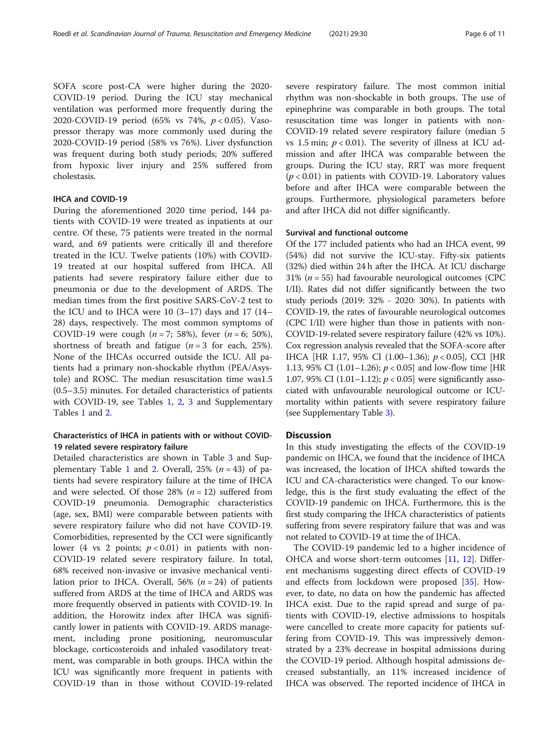SOFA score post-CA were higher during the 2020-COVID-19 period. During the ICU stay mechanical ventilation was performed more frequently during the 2020-COVID-19 period (65% vs 74%, $p < 0.05$). Vasopressor therapy was more commonly used during the 2020-COVID-19 period (58% vs 76%). Liver dysfunction was frequent during both study periods; 20% suffered from hypoxic liver injury and 25% suffered from cholestasis.

### IHCA and COVID-19

During the aforementioned 2020 time period, 144 patients with COVID-19 were treated as inpatients at our centre. Of these, 75 patients were treated in the normal ward, and 69 patients were critically ill and therefore treated in the ICU. Twelve patients (10%) with COVID-19 treated at our hospital suffered from IHCA. All patients had severe respiratory failure either due to pneumonia or due to the development of ARDS. The median times from the first positive SARS-CoV-2 test to the ICU and to IHCA were 10 (3–17) days and 17 (14–28) days, respectively. The most common symptoms of COVID-19 were cough ($n = 7$; 58%), fever ($n = 6$; 50%), shortness of breath and fatigue ($n = 3$ for each, 25%). None of the IHCAs occurred outside the ICU. All patients had a primary non-shockable rhythm (PEA/Asystole) and ROSC. The median resuscitation time was1.5 (0.5–3.5) minutes. For detailed characteristics of patients with COVID-19, see Tables 1, 2, 3 and Supplementary Tables 1 and 2.

### Characteristics of IHCA in patients with or without COVID-19 related severe respiratory failure

Detailed characteristics are shown in Table 3 and Supplementary Table 1 and 2. Overall, 25% ($n = 43$) of patients had severe respiratory failure at the time of IHCA and were selected. Of those 28% ($n = 12$) suffered from COVID-19 pneumonia. Demographic characteristics (age, sex, BMI) were comparable between patients with severe respiratory failure who did not have COVID-19. Comorbidities, represented by the CCI were significantly lower (4 vs 2 points; $p < 0.01$) in patients with non-COVID-19 related severe respiratory failure. In total, 68% received non-invasive or invasive mechanical ventilation prior to IHCA. Overall, 56% ($n = 24$) of patients suffered from ARDS at the time of IHCA and ARDS was more frequently observed in patients with COVID-19. In addition, the Horowitz index after IHCA was significantly lower in patients with COVID-19. ARDS management, including prone positioning, neuromuscular blockage, corticosteroids and inhaled vasodilatory treatment, was comparable in both groups. IHCA within the ICU was significantly more frequent in patients with COVID-19 than in those without COVID-19-related severe respiratory failure. The most common initial rhythm was non-shockable in both groups. The use of epinephrine was comparable in both groups. The total resuscitation time was longer in patients with non-COVID-19 related severe respiratory failure (median 5 vs 1.5 min; $p < 0.01$). The severity of illness at ICU admission and after IHCA was comparable between the groups. During the ICU stay, RRT was more frequent ($p < 0.01$) in patients with COVID-19. Laboratory values before and after IHCA were comparable between the groups. Furthermore, physiological parameters before and after IHCA did not differ significantly.

### Survival and functional outcome

Of the 177 included patients who had an IHCA event, 99 (54%) did not survive the ICU-stay. Fifty-six patients (32%) died within 24 h after the IHCA. At ICU discharge 31% ($n = 55$) had favourable neurological outcomes (CPC I/II). Rates did not differ significantly between the two study periods (2019: 32% - 2020: 30%). In patients with COVID-19, the rates of favourable neurological outcomes (CPC I/II) were higher than those in patients with non-COVID-19-related severe respiratory failure (42% vs 10%). Cox regression analysis revealed that the SOFA-score after IHCA [HR 1.17, 95% CI (1.00–1.36); $p < 0.05$], CCI [HR 1.13, 95% CI (1.01–1.26); $p < 0.05$] and low-flow time [HR 1.07, 95% CI (1.01–1.12); $p < 0.05$] were significantly associated with unfavourable neurological outcome or ICU-mortality within patients with severe respiratory failure (see Supplementary Table 3).

## Discussion

In this study investigating the effects of the COVID-19 pandemic on IHCA, we found that the incidence of IHCA was increased, the location of IHCA shifted towards the ICU and CA-characteristics were changed. To our knowledge, this is the first study evaluating the effect of the COVID-19 pandemic on IHCA. Furthermore, this is the first study comparing the IHCA characteristics of patients suffering from severe respiratory failure that was and was not related to COVID-19 at time the of IHCA.

The COVID-19 pandemic led to a higher incidence of OHCA and worse short-term outcomes [11, 12]. Different mechanisms suggesting direct effects of COVID-19 and effects from lockdown were proposed [35]. However, to date, no data on how the pandemic has affected IHCA exist. Due to the rapid spread and surge of patients with COVID-19, elective admissions to hospitals were cancelled to create more capacity for patients suffering from COVID-19. This was impressively demonstrated by a 23% decrease in hospital admissions during the COVID-19 period. Although hospital admissions decreased substantially, an 11% increased incidence of IHCA was observed. The reported incidence of IHCA in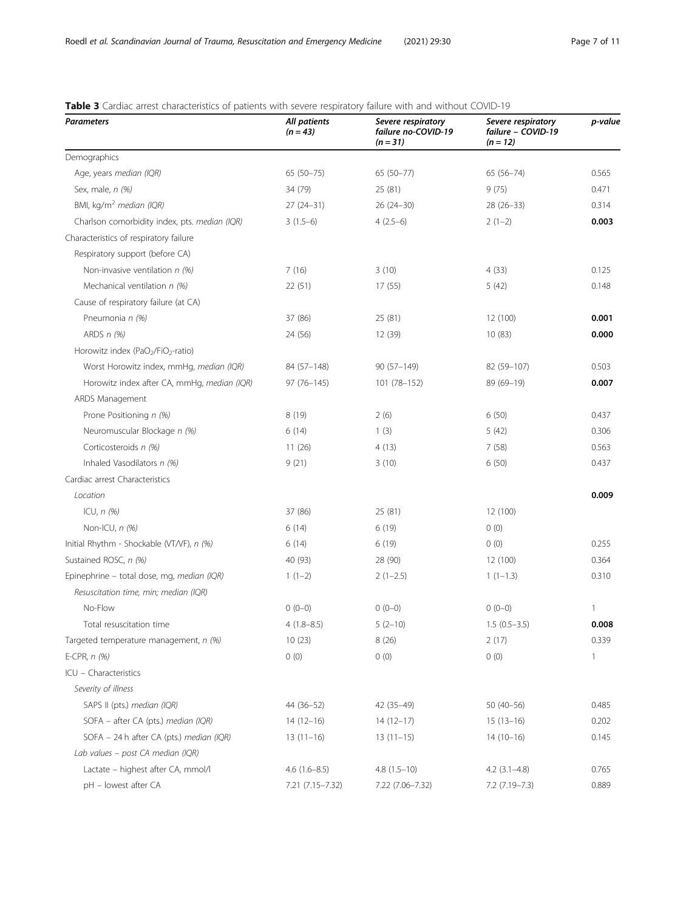**Table 3** Cardiac arrest characteristics of patients with severe respiratory failure with and without COVID-19

| *Parameters* | *All patients (n = 43)* | *Severe respiratory failure no-COVID-19 (n = 31)* | *Severe respiratory failure – COVID-19 (n = 12)* | *p-value* |
|---|---|---|---|---|
| Demographics | | | | |
| Age, years *median (IQR)* | 65 (50–75) | 65 (50–77) | 65 (56–74) | 0.565 |
| Sex, male, *n (%)* | 34 (79) | 25 (81) | 9 (75) | 0.471 |
| BMI, kg/m$^2$ *median (IQR)* | 27 (24–31) | 26 (24–30) | 28 (26–33) | 0.314 |
| Charlson comorbidity index, pts. *median (IQR)* | 3 (1.5–6) | 4 (2.5–6) | 2 (1–2) | **0.003** |
| Characteristics of respiratory failure | | | | |
| Respiratory support (before CA) | | | | |
| Non-invasive ventilation *n (%)* | 7 (16) | 3 (10) | 4 (33) | 0.125 |
| Mechanical ventilation *n (%)* | 22 (51) | 17 (55) | 5 (42) | 0.148 |
| Cause of respiratory failure (at CA) | | | | |
| Pneumonia *n (%)* | 37 (86) | 25 (81) | 12 (100) | **0.001** |
| ARDS *n (%)* | 24 (56) | 12 (39) | 10 (83) | **0.000** |
| Horowitz index ($PaO_2/FiO_2$-ratio) | | | | |
| Worst Horowitz index, mmHg, *median (IQR)* | 84 (57–148) | 90 (57–149) | 82 (59–107) | 0.503 |
| Horowitz index after CA, mmHg, *median (IQR)* | 97 (76–145) | 101 (78–152) | 89 (69–19) | **0.007** |
| ARDS Management | | | | |
| Prone Positioning *n (%)* | 8 (19) | 2 (6) | 6 (50) | 0.437 |
| Neuromuscular Blockage *n (%)* | 6 (14) | 1 (3) | 5 (42) | 0.306 |
| Corticosteroids *n (%)* | 11 (26) | 4 (13) | 7 (58) | 0.563 |
| Inhaled Vasodilators *n (%)* | 9 (21) | 3 (10) | 6 (50) | 0.437 |
| Cardiac arrest Characteristics | | | | |
| *Location* | | | | **0.009** |
| ICU, *n (%)* | 37 (86) | 25 (81) | 12 (100) | |
| Non-ICU, *n (%)* | 6 (14) | 6 (19) | 0 (0) | |
| Initial Rhythm - Shockable (VT/VF), *n (%)* | 6 (14) | 6 (19) | 0 (0) | 0.255 |
| Sustained ROSC, *n (%)* | 40 (93) | 28 (90) | 12 (100) | 0.364 |
| Epinephrine – total dose, mg, *median (IQR)* | 1 (1–2) | 2 (1–2.5) | 1 (1–1.3) | 0.310 |
| *Resuscitation time, min; median (IQR)* | | | | |
| No-Flow | 0 (0–0) | 0 (0–0) | 0 (0–0) | 1 |
| Total resuscitation time | 4 (1.8–8.5) | 5 (2–10) | 1.5 (0.5–3.5) | **0.008** |
| Targeted temperature management, *n (%)* | 10 (23) | 8 (26) | 2 (17) | 0.339 |
| E-CPR, *n (%)* | 0 (0) | 0 (0) | 0 (0) | 1 |
| ICU – Characteristics | | | | |
| *Severity of illness* | | | | |
| SAPS II (pts.) *median (IQR)* | 44 (36–52) | 42 (35–49) | 50 (40–56) | 0.485 |
| SOFA – after CA (pts.) *median (IQR)* | 14 (12–16) | 14 (12–17) | 15 (13–16) | 0.202 |
| SOFA – 24 h after CA (pts.) *median (IQR)* | 13 (11–16) | 13 (11–15) | 14 (10–16) | 0.145 |
| *Lab values – post CA median (IQR)* | | | | |
| Lactate – highest after CA, mmol/l | 4.6 (1.6–8.5) | 4.8 (1.5–10) | 4.2 (3.1–4.8) | 0.765 |
| pH – lowest after CA | 7.21 (7.15–7.32) | 7.22 (7.06–7.32) | 7.2 (7.19–7.3) | 0.889 |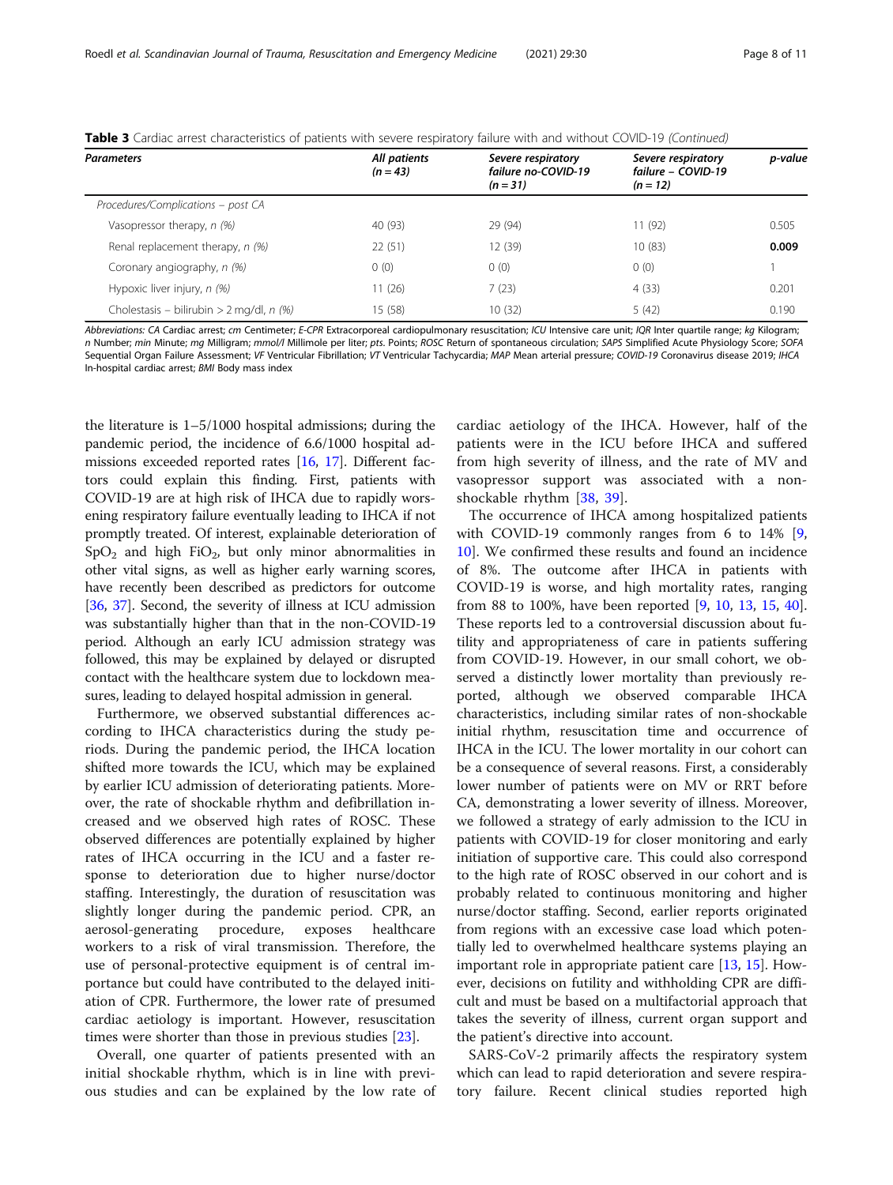**Table 3** Cardiac arrest characteristics of patients with severe respiratory failure with and without COVID-19 *(Continued)*

| *Parameters* | *All patients (n = 43)* | *Severe respiratory failure no-COVID-19 (n = 31)* | *Severe respiratory failure – COVID-19 (n = 12)* | *p-value* |
|---|---|---|---|---|
| *Procedures/Complications – post CA* | | | | |
| Vasopressor therapy, *n (%)* | 40 (93) | 29 (94) | 11 (92) | 0.505 |
| Renal replacement therapy, *n (%)* | 22 (51) | 12 (39) | 10 (83) | **0.009** |
| Coronary angiography, *n (%)* | 0 (0) | 0 (0) | 0 (0) | 1 |
| Hypoxic liver injury, *n (%)* | 11 (26) | 7 (23) | 4 (33) | 0.201 |
| Cholestasis – bilirubin > 2 mg/dl, *n (%)* | 15 (58) | 10 (32) | 5 (42) | 0.190 |

*Abbreviations: CA* Cardiac arrest; *cm* Centimeter; *E-CPR* Extracorporeal cardiopulmonary resuscitation; *ICU* Intensive care unit; *IQR* Inter quartile range; *kg* Kilogram; *n* Number; *min* Minute; *mg* Milligram; *mmol/l* Millimole per liter; *pts*. Points; *ROSC* Return of spontaneous circulation; *SAPS* Simplified Acute Physiology Score; *SOFA* Sequential Organ Failure Assessment; *VF* Ventricular Fibrillation; *VT* Ventricular Tachycardia; *MAP* Mean arterial pressure; *COVID-19* Coronavirus disease 2019; *IHCA* In-hospital cardiac arrest; *BMI* Body mass index

the literature is 1–5/1000 hospital admissions; during the pandemic period, the incidence of 6.6/1000 hospital admissions exceeded reported rates [16, 17]. Different factors could explain this finding. First, patients with COVID-19 are at high risk of IHCA due to rapidly worsening respiratory failure eventually leading to IHCA if not promptly treated. Of interest, explainable deterioration of $SpO_2$ and high $FiO_2$, but only minor abnormalities in other vital signs, as well as higher early warning scores, have recently been described as predictors for outcome [36, 37]. Second, the severity of illness at ICU admission was substantially higher than that in the non-COVID-19 period. Although an early ICU admission strategy was followed, this may be explained by delayed or disrupted contact with the healthcare system due to lockdown measures, leading to delayed hospital admission in general.

Furthermore, we observed substantial differences according to IHCA characteristics during the study periods. During the pandemic period, the IHCA location shifted more towards the ICU, which may be explained by earlier ICU admission of deteriorating patients. Moreover, the rate of shockable rhythm and defibrillation increased and we observed high rates of ROSC. These observed differences are potentially explained by higher rates of IHCA occurring in the ICU and a faster response to deterioration due to higher nurse/doctor staffing. Interestingly, the duration of resuscitation was slightly longer during the pandemic period. CPR, an aerosol-generating procedure, exposes healthcare workers to a risk of viral transmission. Therefore, the use of personal-protective equipment is of central importance but could have contributed to the delayed initiation of CPR. Furthermore, the lower rate of presumed cardiac aetiology is important. However, resuscitation times were shorter than those in previous studies [23].

Overall, one quarter of patients presented with an initial shockable rhythm, which is in line with previous studies and can be explained by the low rate of cardiac aetiology of the IHCA. However, half of the patients were in the ICU before IHCA and suffered from high severity of illness, and the rate of MV and vasopressor support was associated with a non-shockable rhythm [38, 39].

The occurrence of IHCA among hospitalized patients with COVID-19 commonly ranges from 6 to 14% [9, 10]. We confirmed these results and found an incidence of 8%. The outcome after IHCA in patients with COVID-19 is worse, and high mortality rates, ranging from 88 to 100%, have been reported [9, 10, 13, 15, 40]. These reports led to a controversial discussion about futility and appropriateness of care in patients suffering from COVID-19. However, in our small cohort, we observed a distinctly lower mortality than previously reported, although we observed comparable IHCA characteristics, including similar rates of non-shockable initial rhythm, resuscitation time and occurrence of IHCA in the ICU. The lower mortality in our cohort can be a consequence of several reasons. First, a considerably lower number of patients were on MV or RRT before CA, demonstrating a lower severity of illness. Moreover, we followed a strategy of early admission to the ICU in patients with COVID-19 for closer monitoring and early initiation of supportive care. This could also correspond to the high rate of ROSC observed in our cohort and is probably related to continuous monitoring and higher nurse/doctor staffing. Second, earlier reports originated from regions with an excessive case load which potentially led to overwhelmed healthcare systems playing an important role in appropriate patient care [13, 15]. However, decisions on futility and withholding CPR are difficult and must be based on a multifactorial approach that takes the severity of illness, current organ support and the patient's directive into account.

SARS-CoV-2 primarily affects the respiratory system which can lead to rapid deterioration and severe respiratory failure. Recent clinical studies reported high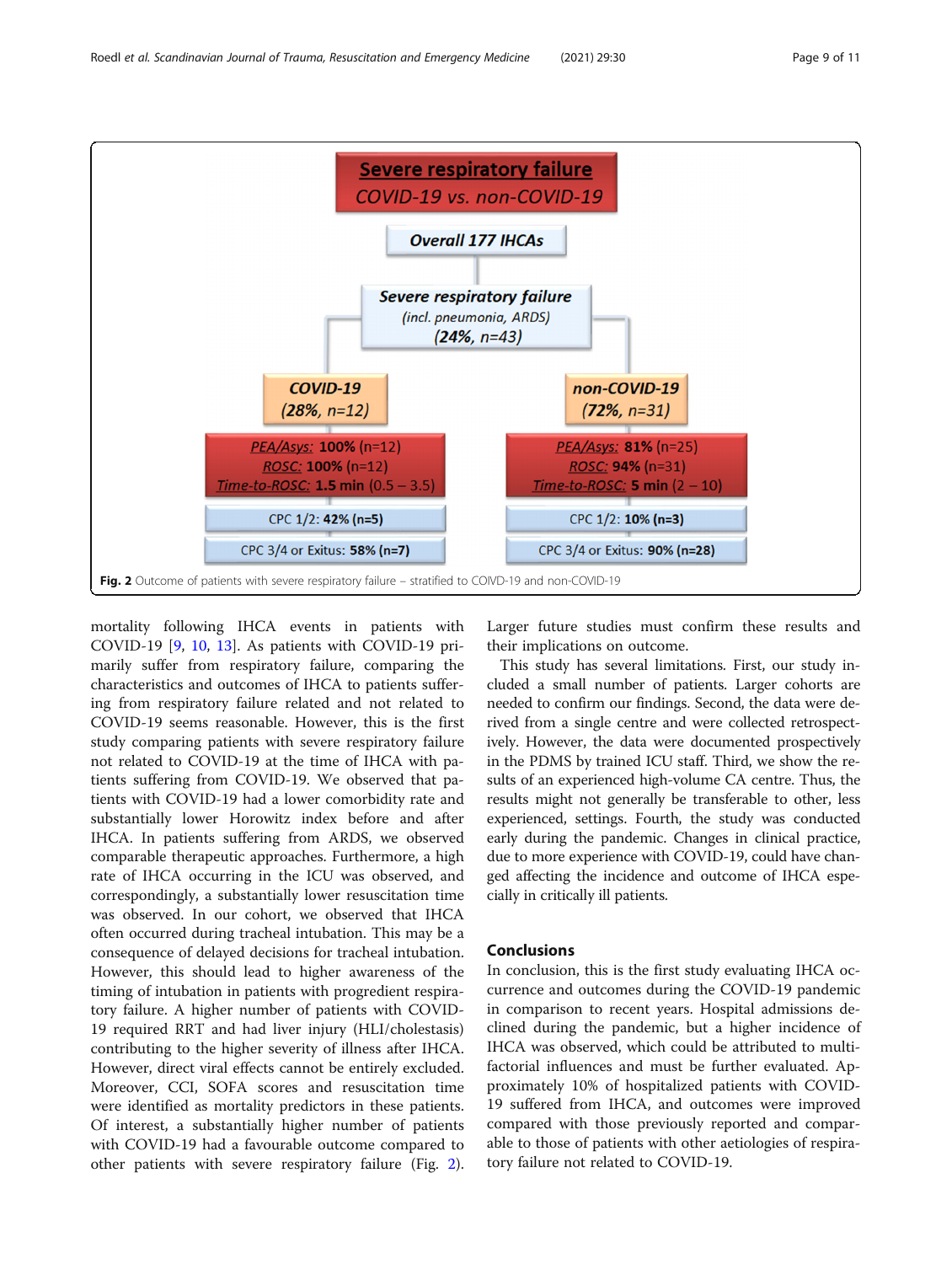**Severe respiratory failure**
*COVID-19 vs. non-COVID-19*

**Overall 177 IHCAs**

**Severe respiratory failure**
*(incl. pneumonia, ARDS)*
**(24%, n=43)**

| **COVID-19** **(28%, n=12)** | **non-COVID-19** **(72%, n=31)** |
|---|---|
| PEA/Asys: **100%** (n=12) | PEA/Asys: **81%** (n=25) |
| ROSC: **100%** (n=12) | ROSC: **94%** (n=31) |
| Time-to-ROSC: **1.5 min** (0.5 – 3.5) | Time-to-ROSC: **5 min** (2 – 10) |
| CPC 1/2: **42% (n=5)** | CPC 1/2: **10% (n=3)** |
| CPC 3/4 or Exitus: **58% (n=7)** | CPC 3/4 or Exitus: **90% (n=28)** |

**Fig. 2** Outcome of patients with severe respiratory failure – stratified to COIVD-19 and non-COVID-19

mortality following IHCA events in patients with COVID-19 [9, 10, 13]. As patients with COVID-19 primarily suffer from respiratory failure, comparing the characteristics and outcomes of IHCA to patients suffering from respiratory failure related and not related to COVID-19 seems reasonable. However, this is the first study comparing patients with severe respiratory failure not related to COVID-19 at the time of IHCA with patients suffering from COVID-19. We observed that patients with COVID-19 had a lower comorbidity rate and substantially lower Horowitz index before and after IHCA. In patients suffering from ARDS, we observed comparable therapeutic approaches. Furthermore, a high rate of IHCA occurring in the ICU was observed, and correspondingly, a substantially lower resuscitation time was observed. In our cohort, we observed that IHCA often occurred during tracheal intubation. This may be a consequence of delayed decisions for tracheal intubation. However, this should lead to higher awareness of the timing of intubation in patients with progredient respiratory failure. A higher number of patients with COVID-19 required RRT and had liver injury (HLI/cholestasis) contributing to the higher severity of illness after IHCA. However, direct viral effects cannot be entirely excluded. Moreover, CCI, SOFA scores and resuscitation time were identified as mortality predictors in these patients. Of interest, a substantially higher number of patients with COVID-19 had a favourable outcome compared to other patients with severe respiratory failure (Fig. 2). Larger future studies must confirm these results and their implications on outcome.

This study has several limitations. First, our study included a small number of patients. Larger cohorts are needed to confirm our findings. Second, the data were derived from a single centre and were collected retrospectively. However, the data were documented prospectively in the PDMS by trained ICU staff. Third, we show the results of an experienced high-volume CA centre. Thus, the results might not generally be transferable to other, less experienced, settings. Fourth, the study was conducted early during the pandemic. Changes in clinical practice, due to more experience with COVID-19, could have changed affecting the incidence and outcome of IHCA especially in critically ill patients.

## Conclusions

In conclusion, this is the first study evaluating IHCA occurrence and outcomes during the COVID-19 pandemic in comparison to recent years. Hospital admissions declined during the pandemic, but a higher incidence of IHCA was observed, which could be attributed to multifactorial influences and must be further evaluated. Approximately 10% of hospitalized patients with COVID-19 suffered from IHCA, and outcomes were improved compared with those previously reported and comparable to those of patients with other aetiologies of respiratory failure not related to COVID-19.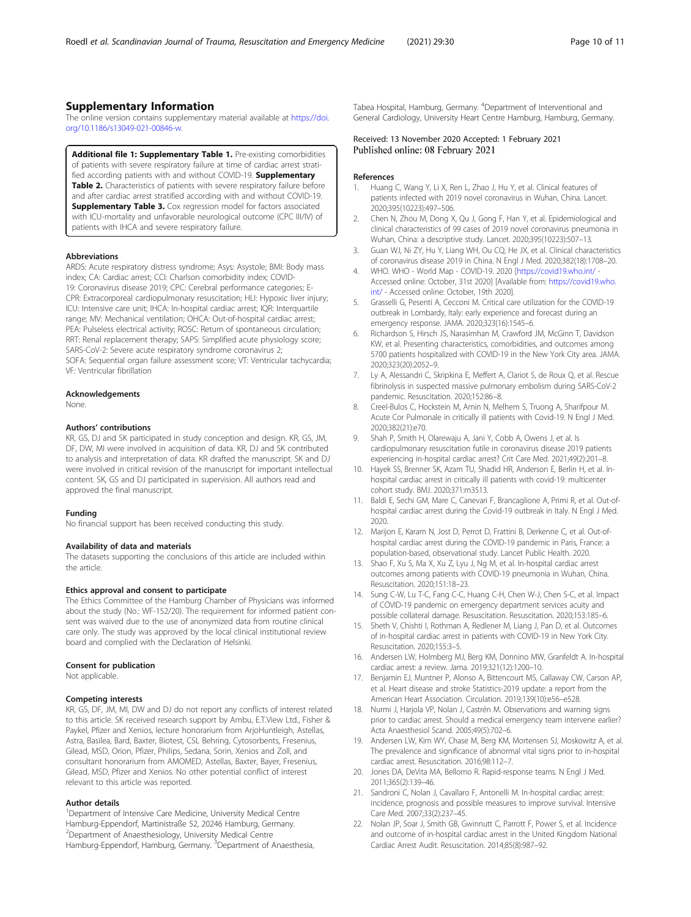## Supplementary Information

The online version contains supplementary material available at https://doi.org/10.1186/s13049-021-00846-w.

**Additional file 1: Supplementary Table 1.** Pre-existing comorbidities of patients with severe respiratory failure at time of cardiac arrest stratified according patients with and without COVID-19. **Supplementary Table 2.** Characteristics of patients with severe respiratory failure before and after cardiac arrest stratified according with and without COVID-19. **Supplementary Table 3.** Cox regression model for factors associated with ICU-mortality and unfavorable neurological outcome (CPC III/IV) of patients with IHCA and severe respiratory failure.

### Abbreviations

ARDS: Acute respiratory distress syndrome; Asys: Asystole; BMI: Body mass index; CA: Cardiac arrest; CCI: Charlson comorbidity index; COVID-19: Coronavirus disease 2019; CPC: Cerebral performance categories; E-CPR: Extracorporeal cardiopulmonary resuscitation; HLI: Hypoxic liver injury; ICU: Intensive care unit; IHCA: In-hospital cardiac arrest; IQR: Interquartile range; MV: Mechanical ventilation; OHCA: Out-of-hospital cardiac arrest; PEA: Pulseless electrical activity; ROSC: Return of spontaneous circulation; RRT: Renal replacement therapy; SAPS: Simplified acute physiology score; SARS-CoV-2: Severe acute respiratory syndrome coronavirus 2; SOFA: Sequential organ failure assessment score; VT: Ventricular tachycardia; VF: Ventricular fibrillation

### Acknowledgements

None.

### Authors' contributions

KR, GS, DJ and SK participated in study conception and design. KR, GS, JM, DF, DW, MI were involved in acquisition of data. KR, DJ and SK contributed to analysis and interpretation of data. KR drafted the manuscript. SK and DJ were involved in critical revision of the manuscript for important intellectual content. SK, GS and DJ participated in supervision. All authors read and approved the final manuscript.

### Funding

No financial support has been received conducting this study.

### Availability of data and materials

The datasets supporting the conclusions of this article are included within the article.

### Ethics approval and consent to participate

The Ethics Committee of the Hamburg Chamber of Physicians was informed about the study (No.: WF-152/20). The requirement for informed patient consent was waived due to the use of anonymized data from routine clinical care only. The study was approved by the local clinical institutional review board and complied with the Declaration of Helsinki.

### Consent for publication

Not applicable.

### Competing interests

KR, GS, DF, JM, MI, DW and DJ do not report any conflicts of interest related to this article. SK received research support by Ambu, E.T.View Ltd., Fisher & Paykel, Pfizer and Xenios, lecture honorarium from ArjoHuntleigh, Astellas, Astra, Basilea, Bard, Baxter, Biotest, CSL Behring, Cytosorbents, Fresenius, Gilead, MSD, Orion, Pfizer, Philips, Sedana, Sorin, Xenios and Zoll, and consultant honorarium from AMOMED, Astellas, Baxter, Bayer, Fresenius, Gilead, MSD, Pfizer and Xenios. No other potential conflict of interest relevant to this article was reported.

### Author details

[1]Department of Intensive Care Medicine, University Medical Centre Hamburg-Eppendorf, Martinistraße 52, 20246 Hamburg, Germany. [2]Department of Anaesthesiology, University Medical Centre Hamburg-Eppendorf, Hamburg, Germany. [3]Department of Anaesthesia, Tabea Hospital, Hamburg, Germany. [4]Department of Interventional and General Cardiology, University Heart Centre Hamburg, Hamburg, Germany.

Received: 13 November 2020 Accepted: 1 February 2021
Published online: 08 February 2021

### References

1. Huang C, Wang Y, Li X, Ren L, Zhao J, Hu Y, et al. Clinical features of patients infected with 2019 novel coronavirus in Wuhan, China. Lancet. 2020;395(10223):497–506.
2. Chen N, Zhou M, Dong X, Qu J, Gong F, Han Y, et al. Epidemiological and clinical characteristics of 99 cases of 2019 novel coronavirus pneumonia in Wuhan, China: a descriptive study. Lancet. 2020;395(10223):507–13.
3. Guan WJ, Ni ZY, Hu Y, Liang WH, Ou CQ, He JX, et al. Clinical characteristics of coronavirus disease 2019 in China. N Engl J Med. 2020;382(18):1708–20.
4. WHO. WHO - World Map - COVID-19. 2020 [https://covid19.who.int/ - Accessed online: October, 31st 2020] [Available from: https://covid19.who.int/ - Accessed online: October, 19th 2020].
5. Grasselli G, Pesenti A, Cecconi M. Critical care utilization for the COVID-19 outbreak in Lombardy, Italy: early experience and forecast during an emergency response. JAMA. 2020;323(16):1545–6.
6. Richardson S, Hirsch JS, Narasimhan M, Crawford JM, McGinn T, Davidson KW, et al. Presenting characteristics, comorbidities, and outcomes among 5700 patients hospitalized with COVID-19 in the New York City area. JAMA. 2020;323(20):2052–9.
7. Ly A, Alessandri C, Skripkina E, Meffert A, Clariot S, de Roux Q, et al. Rescue fibrinolysis in suspected massive pulmonary embolism during SARS-CoV-2 pandemic. Resuscitation. 2020;152:86–8.
8. Creel-Bulos C, Hockstein M, Amin N, Melhem S, Truong A, Sharifpour M. Acute Cor Pulmonale in critically ill patients with Covid-19. N Engl J Med. 2020;382(21):e70.
9. Shah P, Smith H, Olarewaju A, Jani Y, Cobb A, Owens J, et al. Is cardiopulmonary resuscitation futile in coronavirus disease 2019 patients experiencing in-hospital cardiac arrest? Crit Care Med. 2021;49(2):201–8.
10. Hayek SS, Brenner SK, Azam TU, Shadid HR, Anderson E, Berlin H, et al. In-hospital cardiac arrest in critically ill patients with covid-19: multicenter cohort study. BMJ. 2020;371:m3513.
11. Baldi E, Sechi GM, Mare C, Canevari F, Brancaglione A, Primi R, et al. Out-of-hospital cardiac arrest during the Covid-19 outbreak in Italy. N Engl J Med. 2020.
12. Marijon E, Karam N, Jost D, Perrot D, Frattini B, Derkenne C, et al. Out-of-hospital cardiac arrest during the COVID-19 pandemic in Paris, France: a population-based, observational study. Lancet Public Health. 2020.
13. Shao F, Xu S, Ma X, Xu Z, Lyu J, Ng M, et al. In-hospital cardiac arrest outcomes among patients with COVID-19 pneumonia in Wuhan, China. Resuscitation. 2020;151:18–23.
14. Sung C-W, Lu T-C, Fang C-C, Huang C-H, Chen W-J, Chen S-C, et al. Impact of COVID-19 pandemic on emergency department services acuity and possible collateral damage. Resuscitation. Resuscitation. 2020;153:185–6.
15. Sheth V, Chishti I, Rothman A, Redlener M, Liang J, Pan D, et al. Outcomes of in-hospital cardiac arrest in patients with COVID-19 in New York City. Resuscitation. 2020;155:3–5.
16. Andersen LW, Holmberg MJ, Berg KM, Donnino MW, Granfeldt A. In-hospital cardiac arrest: a review. Jama. 2019;321(12):1200–10.
17. Benjamin EJ, Muntner P, Alonso A, Bittencourt MS, Callaway CW, Carson AP, et al. Heart disease and stroke Statistics-2019 update: a report from the American Heart Association. Circulation. 2019;139(10):e56–e528.
18. Nurmi J, Harjola VP, Nolan J, Castrén M. Observations and warning signs prior to cardiac arrest. Should a medical emergency team intervene earlier? Acta Anaesthesiol Scand. 2005;49(5):702–6.
19. Andersen LW, Kim WY, Chase M, Berg KM, Mortensen SJ, Moskowitz A, et al. The prevalence and significance of abnormal vital signs prior to in-hospital cardiac arrest. Resuscitation. 2016;98:112–7.
20. Jones DA, DeVita MA, Bellomo R. Rapid-response teams. N Engl J Med. 2011;365(2):139–46.
21. Sandroni C, Nolan J, Cavallaro F, Antonelli M. In-hospital cardiac arrest: incidence, prognosis and possible measures to improve survival. Intensive Care Med. 2007;33(2):237–45.
22. Nolan JP, Soar J, Smith GB, Gwinnutt C, Parrott F, Power S, et al. Incidence and outcome of in-hospital cardiac arrest in the United Kingdom National Cardiac Arrest Audit. Resuscitation. 2014;85(8):987–92.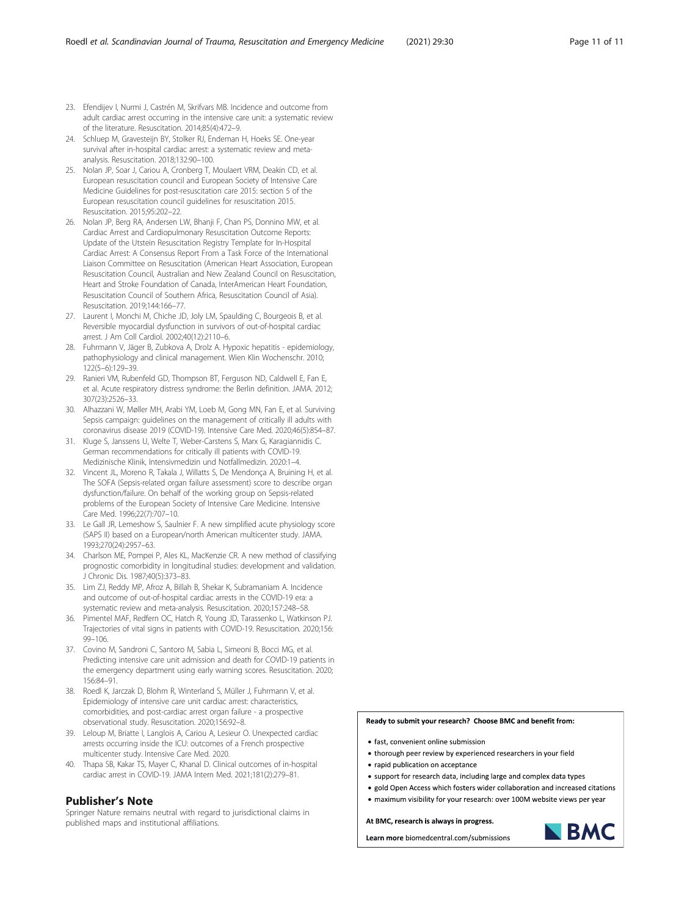23. Efendijev I, Nurmi J, Castrén M, Skrifvars MB. Incidence and outcome from adult cardiac arrest occurring in the intensive care unit: a systematic review of the literature. Resuscitation. 2014;85(4):472–9.
24. Schluep M, Gravesteijn BY, Stolker RJ, Endeman H, Hoeks SE. One-year survival after in-hospital cardiac arrest: a systematic review and meta-analysis. Resuscitation. 2018;132:90–100.
25. Nolan JP, Soar J, Cariou A, Cronberg T, Moulaert VRM, Deakin CD, et al. European resuscitation council and European Society of Intensive Care Medicine Guidelines for post-resuscitation care 2015: section 5 of the European resuscitation council guidelines for resuscitation 2015. Resuscitation. 2015;95:202–22.
26. Nolan JP, Berg RA, Andersen LW, Bhanji F, Chan PS, Donnino MW, et al. Cardiac Arrest and Cardiopulmonary Resuscitation Outcome Reports: Update of the Utstein Resuscitation Registry Template for In-Hospital Cardiac Arrest: A Consensus Report From a Task Force of the International Liaison Committee on Resuscitation (American Heart Association, European Resuscitation Council, Australian and New Zealand Council on Resuscitation, Heart and Stroke Foundation of Canada, InterAmerican Heart Foundation, Resuscitation Council of Southern Africa, Resuscitation Council of Asia). Resuscitation. 2019;144:166–77.
27. Laurent I, Monchi M, Chiche JD, Joly LM, Spaulding C, Bourgeois B, et al. Reversible myocardial dysfunction in survivors of out-of-hospital cardiac arrest. J Am Coll Cardiol. 2002;40(12):2110–6.
28. Fuhrmann V, Jäger B, Zubkova A, Drolz A. Hypoxic hepatitis - epidemiology, pathophysiology and clinical management. Wien Klin Wochenschr. 2010; 122(5–6):129–39.
29. Ranieri VM, Rubenfeld GD, Thompson BT, Ferguson ND, Caldwell E, Fan E, et al. Acute respiratory distress syndrome: the Berlin definition. JAMA. 2012; 307(23):2526–33.
30. Alhazzani W, Møller MH, Arabi YM, Loeb M, Gong MN, Fan E, et al. Surviving Sepsis campaign: guidelines on the management of critically ill adults with coronavirus disease 2019 (COVID-19). Intensive Care Med. 2020;46(5):854–87.
31. Kluge S, Janssens U, Welte T, Weber-Carstens S, Marx G, Karagiannidis C. German recommendations for critically ill patients with COVID-19. Medizinische Klinik, Intensivmedizin und Notfallmedizin. 2020:1–4.
32. Vincent JL, Moreno R, Takala J, Willatts S, De Mendonça A, Bruining H, et al. The SOFA (Sepsis-related organ failure assessment) score to describe organ dysfunction/failure. On behalf of the working group on Sepsis-related problems of the European Society of Intensive Care Medicine. Intensive Care Med. 1996;22(7):707–10.
33. Le Gall JR, Lemeshow S, Saulnier F. A new simplified acute physiology score (SAPS II) based on a European/north American multicenter study. JAMA. 1993;270(24):2957–63.
34. Charlson ME, Pompei P, Ales KL, MacKenzie CR. A new method of classifying prognostic comorbidity in longitudinal studies: development and validation. J Chronic Dis. 1987;40(5):373–83.
35. Lim ZJ, Reddy MP, Afroz A, Billah B, Shekar K, Subramaniam A. Incidence and outcome of out-of-hospital cardiac arrests in the COVID-19 era: a systematic review and meta-analysis. Resuscitation. 2020;157:248–58.
36. Pimentel MAF, Redfern OC, Hatch R, Young JD, Tarassenko L, Watkinson PJ. Trajectories of vital signs in patients with COVID-19. Resuscitation. 2020;156: 99–106.
37. Covino M, Sandroni C, Santoro M, Sabia L, Simeoni B, Bocci MG, et al. Predicting intensive care unit admission and death for COVID-19 patients in the emergency department using early warning scores. Resuscitation. 2020; 156:84–91.
38. Roedl K, Jarczak D, Blohm R, Winterland S, Müller J, Fuhrmann V, et al. Epidemiology of intensive care unit cardiac arrest: characteristics, comorbidities, and post-cardiac arrest organ failure - a prospective observational study. Resuscitation. 2020;156:92–8.
39. Leloup M, Briatte I, Langlois A, Cariou A, Lesieur O. Unexpected cardiac arrests occurring inside the ICU: outcomes of a French prospective multicenter study. Intensive Care Med. 2020.
40. Thapa SB, Kakar TS, Mayer C, Khanal D. Clinical outcomes of in-hospital cardiac arrest in COVID-19. JAMA Intern Med. 2021;181(2):279–81.

## Publisher's Note

Springer Nature remains neutral with regard to jurisdictional claims in published maps and institutional affiliations.

**Ready to submit your research? Choose BMC and benefit from:**

- fast, convenient online submission
- thorough peer review by experienced researchers in your field
- rapid publication on acceptance
- support for research data, including large and complex data types
- gold Open Access which fosters wider collaboration and increased citations
- maximum visibility for your research: over 100M website views per year

**At BMC, research is always in progress.**

**Learn more** biomedcentral.com/submissions

BMC